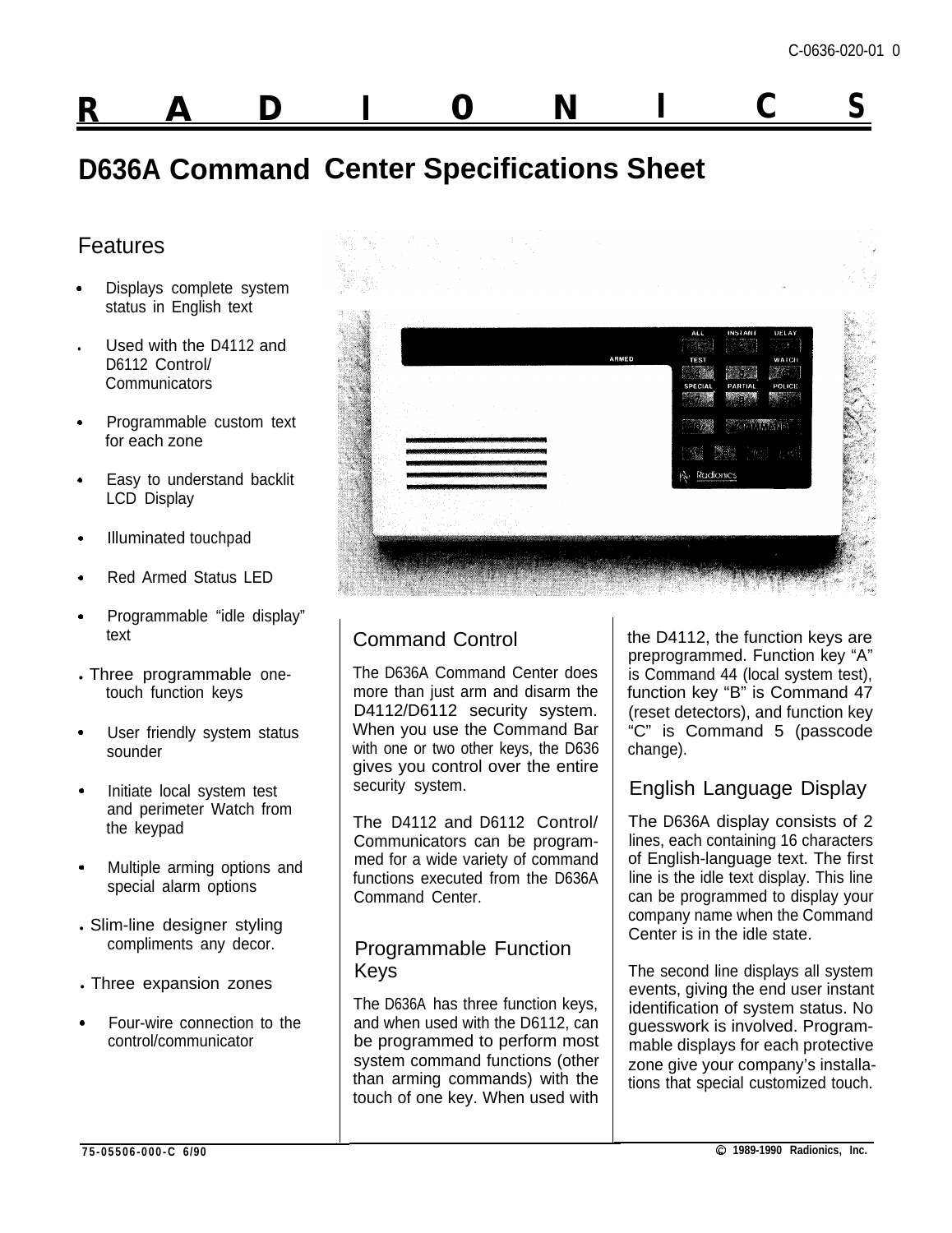C-0636-020-01 0

# RADIONICS

## D636A Command Center Specifications Sheet

### Features

- Displays complete system status in English text
- Used with the D4112 and D6112 Control/ Communicators
- Programmable custom text for each zone
- Easy to understand backlit LCD Display
- Illuminated touchpad
- Red Armed Status LED
- Programmable "idle display" text
- Three programmable one-touch function keys
- User friendly system status sounder
- Initiate local system test and perimeter Watch from the keypad
- Multiple arming options and special alarm options
- Slim-line designer styling compliments any decor.
- Three expansion zones
- Four-wire connection to the control/communicator

### Command Control

The D636A Command Center does more than just arm and disarm the D4112/D6112 security system. When you use the Command Bar with one or two other keys, the D636 gives you control over the entire security system.

The D4112 and D6112 Control/ Communicators can be programmed for a wide variety of command functions executed from the D636A Command Center.

### Programmable Function Keys

The D636A has three function keys, and when used with the D6112, can be programmed to perform most system command functions (other than arming commands) with the touch of one key. When used with the D4112, the function keys are preprogrammed. Function key "A" is Command 44 (local system test), function key "B" is Command 47 (reset detectors), and function key "C" is Command 5 (passcode change).

### English Language Display

The D636A display consists of 2 lines, each containing 16 characters of English-language text. The first line is the idle text display. This line can be programmed to display your company name when the Command Center is in the idle state.

The second line displays all system events, giving the end user instant identification of system status. No guesswork is involved. Programmable displays for each protective zone give your company's installations that special customized touch.

75-05506-000-C 6/90

© 1989-1990 Radionics, Inc.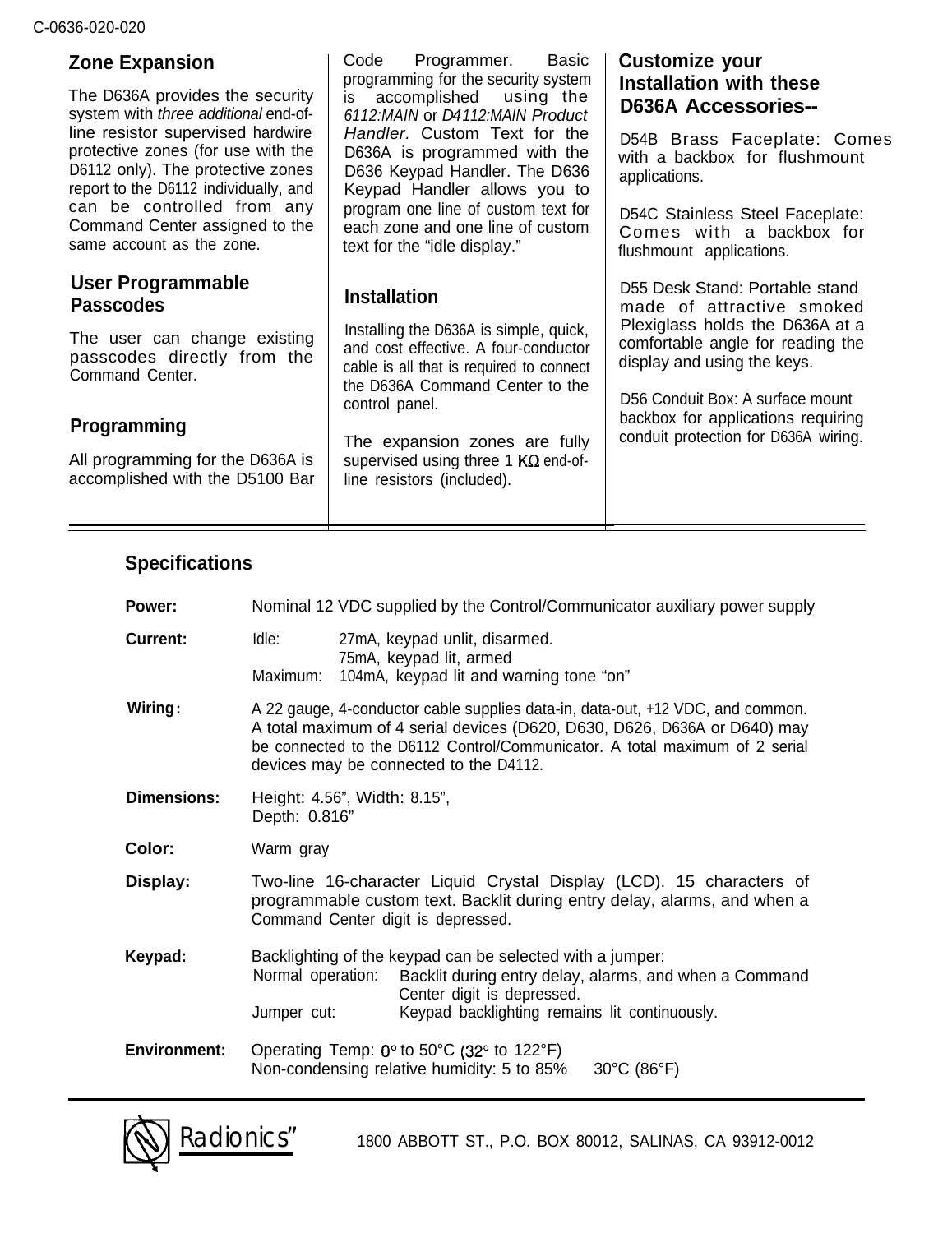## Zone Expansion

The D636A provides the security system with *three additional* end-of-line resistor supervised hardwire protective zones (for use with the D6112 only). The protective zones report to the D6112 individually, and can be controlled from any Command Center assigned to the same account as the zone.

## User Programmable Passcodes

The user can change existing passcodes directly from the Command Center.

## Programming

All programming for the D636A is accomplished with the D5100 Bar Code Programmer. Basic programming for the security system is accomplished using the *6112:MAIN* or *D4112:MAIN Product Handler.* Custom Text for the D636A is programmed with the D636 Keypad Handler. The D636 Keypad Handler allows you to program one line of custom text for each zone and one line of custom text for the "idle display."

## Installation

Installing the D636A is simple, quick, and cost effective. A four-conductor cable is all that is required to connect the D636A Command Center to the control panel.

The expansion zones are fully supervised using three 1 KΩ end-of-line resistors (included).

## Customize your Installation with these D636A Accessories--

D54B Brass Faceplate: Comes with a backbox for flushmount applications.

D54C Stainless Steel Faceplate: Comes with a backbox for flushmount applications.

D55 Desk Stand: Portable stand made of attractive smoked Plexiglass holds the D636A at a comfortable angle for reading the display and using the keys.

D56 Conduit Box: A surface mount backbox for applications requiring conduit protection for D636A wiring.

## Specifications

**Power:** Nominal 12 VDC supplied by the Control/Communicator auxiliary power supply

**Current:**
- Idle: 27mA, keypad unlit, disarmed. 75mA, keypad lit, armed
- Maximum: 104mA, keypad lit and warning tone "on"

**Wiring:** A 22 gauge, 4-conductor cable supplies data-in, data-out, +12 VDC, and common. A total maximum of 4 serial devices (D620, D630, D626, D636A or D640) may be connected to the D6112 Control/Communicator. A total maximum of 2 serial devices may be connected to the D4112.

**Dimensions:** Height: 4.56", Width: 8.15", Depth: 0.816"

**Color:** Warm gray

**Display:** Two-line 16-character Liquid Crystal Display (LCD). 15 characters of programmable custom text. Backlit during entry delay, alarms, and when a Command Center digit is depressed.

**Keypad:** Backlighting of the keypad can be selected with a jumper:
- Normal operation: Backlit during entry delay, alarms, and when a Command Center digit is depressed.
- Jumper cut: Keypad backlighting remains lit continuously.

**Environment:** Operating Temp: 0° to 50°C (32° to 122°F)
Non-condensing relative humidity: 5 to 85% 30°C (86°F)

Radionics 1800 ABBOTT ST., P.O. BOX 80012, SALINAS, CA 93912-0012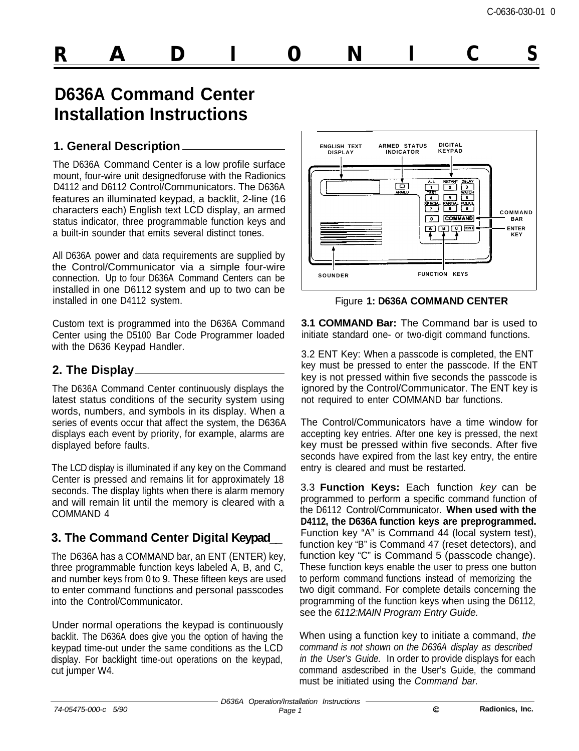# RADIONICS

# D636A Command Center Installation Instructions

## 1. General Description

The D636A Command Center is a low profile surface mount, four-wire unit designedforuse with the Radionics D4112 and D6112 Control/Communicators. The D636A features an illuminated keypad, a backlit, 2-line (16 characters each) English text LCD display, an armed status indicator, three programmable function keys and a built-in sounder that emits several distinct tones.

All D636A power and data requirements are supplied by the Control/Communicator via a simple four-wire connection. Up to four D636A Command Centers can be installed in one D6112 system and up to two can be installed in one D4112 system.

Custom text is programmed into the D636A Command Center using the D5100 Bar Code Programmer loaded with the D636 Keypad Handler.

## 2. The Display

The D636A Command Center continuously displays the latest status conditions of the security system using words, numbers, and symbols in its display. When a series of events occur that affect the system, the D636A displays each event by priority, for example, alarms are displayed before faults.

The LCD display is illuminated if any key on the Command Center is pressed and remains lit for approximately 18 seconds. The display lights when there is alarm memory and will remain lit until the memory is cleared with a COMMAND 4

## 3. The Command Center Digital Keypad

The D636A has a COMMAND bar, an ENT (ENTER) key, three programmable function keys labeled A, B, and C, and number keys from 0 to 9. These fifteen keys are used to enter command functions and personal passcodes into the Control/Communicator.

Under normal operations the keypad is continuously backlit. The D636A does give you the option of having the keypad time-out under the same conditions as the LCD display. For backlight time-out operations on the keypad, cut jumper W4.

ENGLISH TEXT DISPLAY · ARMED STATUS INDICATOR · DIGITAL KEYPAD · COMMAND BAR · ENTER KEY · SOUNDER · FUNCTION KEYS

Figure **1: D636A COMMAND CENTER**

**3.1 COMMAND Bar:** The Command bar is used to initiate standard one- or two-digit command functions.

3.2 ENT Key: When a passcode is completed, the ENT key must be pressed to enter the passcode. If the ENT key is not pressed within five seconds the passcode is ignored by the Control/Communicator. The ENT key is not required to enter COMMAND bar functions.

The Control/Communicators have a time window for accepting key entries. After one key is pressed, the next key must be pressed within five seconds. After five seconds have expired from the last key entry, the entire entry is cleared and must be restarted.

3.3 **Function Keys:** Each function *key* can be programmed to perform a specific command function of the D6112 Control/Communicator. **When used with the D4112, the D636A function keys are preprogrammed.** Function key "A" is Command 44 (local system test), function key "B" is Command 47 (reset detectors), and function key "C" is Command 5 (passcode change). These function keys enable the user to press one button to perform command functions instead of memorizing the two digit command. For complete details concerning the programming of the function keys when using the D6112, see the *6112:MAIN Program Entry Guide.*

When using a function key to initiate a command, *the command is not shown on the D636A display as described in the User's Guide.* In order to provide displays for each command asdescribed in the User's Guide, the command must be initiated using the *Command bar.*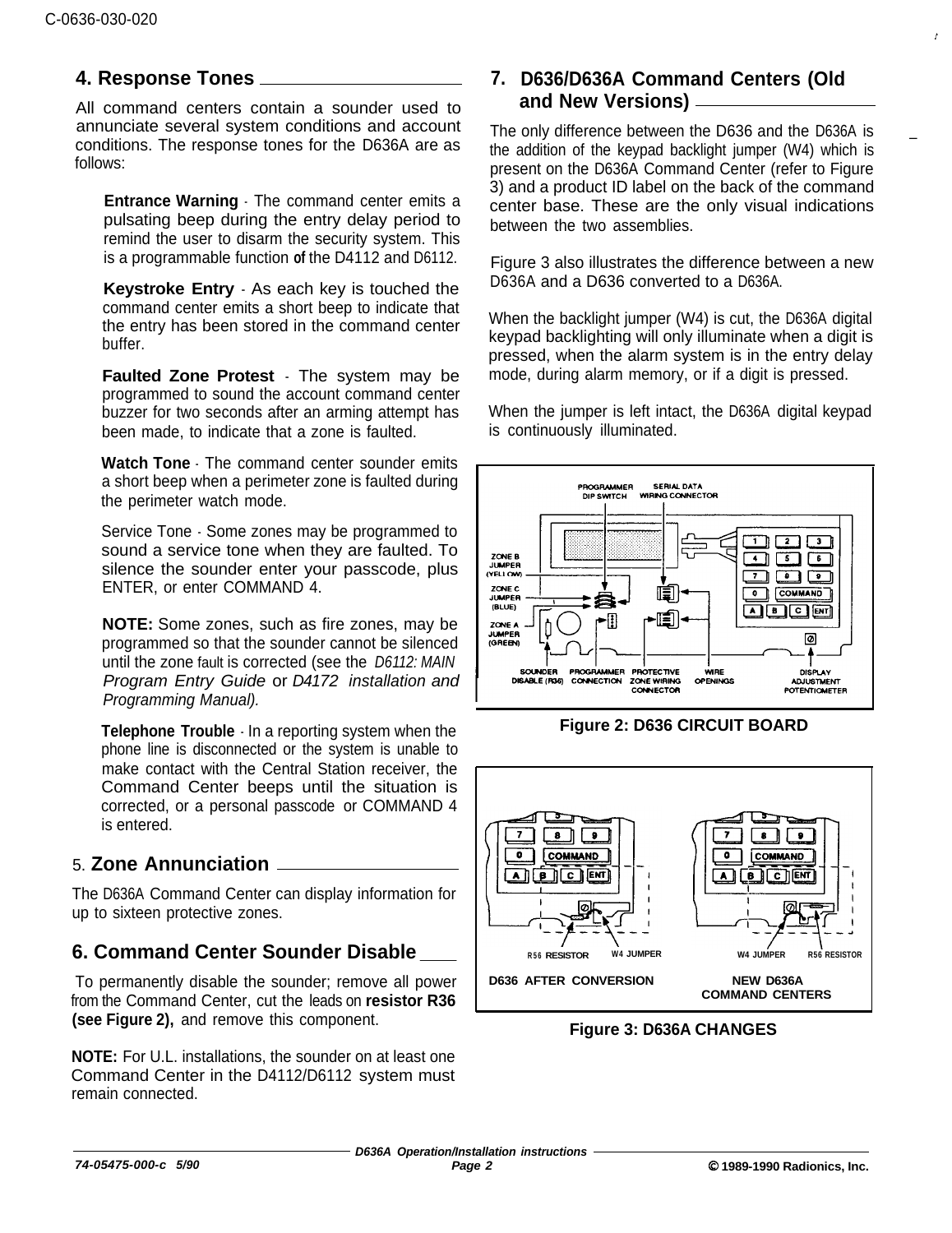## 4. Response Tones

All command centers contain a sounder used to annunciate several system conditions and account conditions. The response tones for the D636A are as follows:

**Entrance Warning** - The command center emits a pulsating beep during the entry delay period to remind the user to disarm the security system. This is a programmable function **of** the D4112 and D6112.

**Keystroke Entry** - As each key is touched the command center emits a short beep to indicate that the entry has been stored in the command center buffer.

**Faulted Zone Protest** - The system may be programmed to sound the account command center buzzer for two seconds after an arming attempt has been made, to indicate that a zone is faulted.

**Watch Tone** - The command center sounder emits a short beep when a perimeter zone is faulted during the perimeter watch mode.

Service Tone - Some zones may be programmed to sound a service tone when they are faulted. To silence the sounder enter your passcode, plus ENTER, or enter COMMAND 4.

**NOTE:** Some zones, such as fire zones, may be programmed so that the sounder cannot be silenced until the zone fault is corrected (see the *D6112: MAIN Program Entry Guide* or *D4172 installation and Programming Manual).*

**Telephone Trouble** - In a reporting system when the phone line is disconnected or the system is unable to make contact with the Central Station receiver, the Command Center beeps until the situation is corrected, or a personal passcode or COMMAND 4 is entered.

## 5. Zone Annunciation

The D636A Command Center can display information for up to sixteen protective zones.

## 6. Command Center Sounder Disable

To permanently disable the sounder; remove all power from the Command Center, cut the leads on **resistor R36 (see Figure 2),** and remove this component.

**NOTE:** For U.L. installations, the sounder on at least one Command Center in the D4112/D6112 system must remain connected.

## 7. D636/D636A Command Centers (Old and New Versions)

The only difference between the D636 and the D636A is the addition of the keypad backlight jumper (W4) which is present on the D636A Command Center (refer to Figure 3) and a product ID label on the back of the command center base. These are the only visual indications between the two assemblies.

Figure 3 also illustrates the difference between a new D636A and a D636 converted to a D636A.

When the backlight jumper (W4) is cut, the D636A digital keypad backlighting will only illuminate when a digit is pressed, when the alarm system is in the entry delay mode, during alarm memory, or if a digit is pressed.

When the jumper is left intact, the D636A digital keypad is continuously illuminated.

PROGRAMMER DIP SWITCH, SERIAL DATA WIRING CONNECTOR, ZONE B JUMPER (YELLOW), ZONE C JUMPER (BLUE), ZONE A JUMPER (GREEN), SOUNDER DISABLE (R36), PROGRAMMER CONNECTION, PROTECTIVE ZONE WIRING CONNECTOR, WIRE OPENINGS, DISPLAY ADJUSTMENT POTENTIOMETER

**Figure 2: D636 CIRCUIT BOARD**

R56 RESISTOR, W4 JUMPER — D636 AFTER CONVERSION; W4 JUMPER, R56 RESISTOR — NEW D636A COMMAND CENTERS

**Figure 3: D636A CHANGES**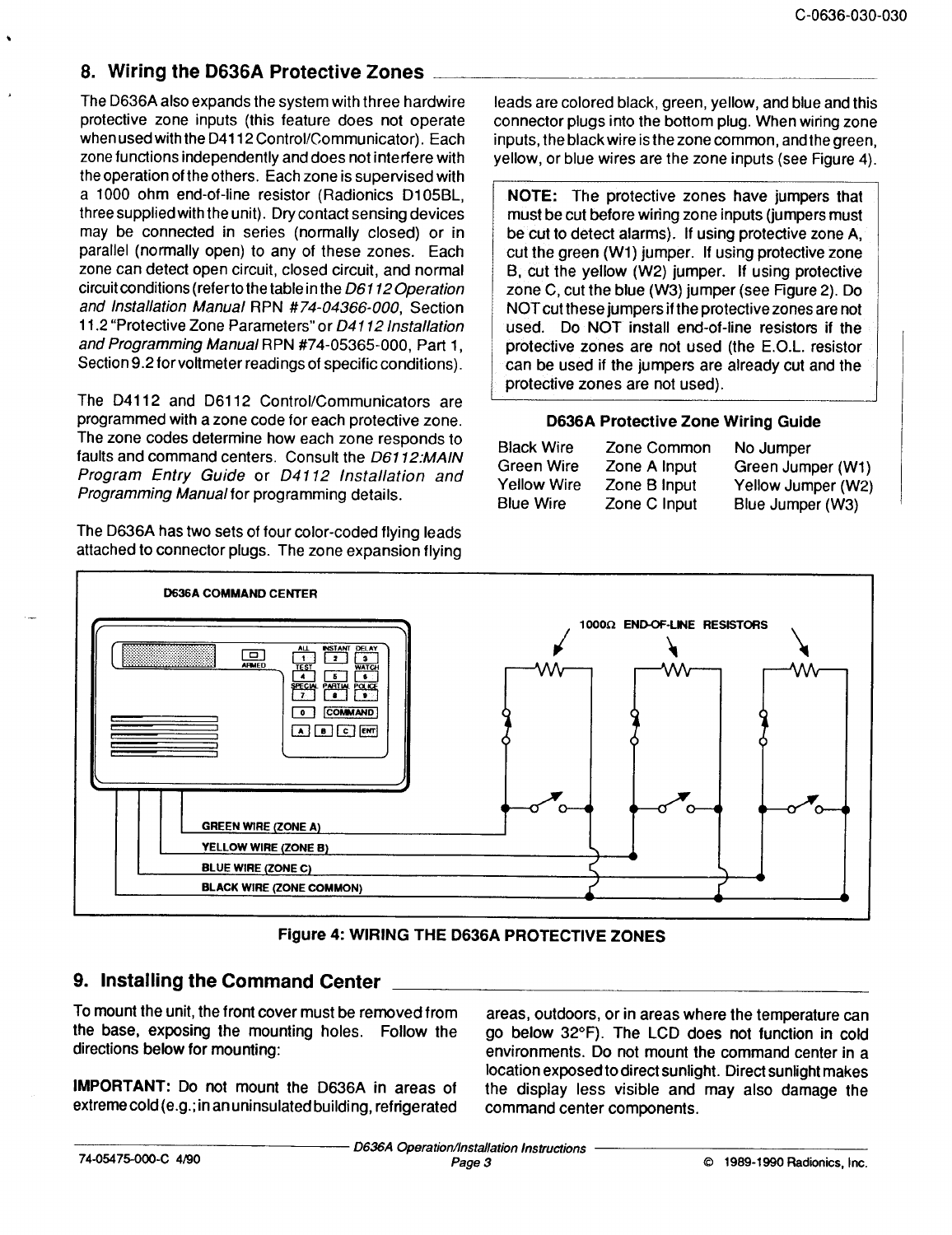## 8. Wiring the D636A Protective Zones

The D636A also expands the system with three hardwire protective zone inputs (this feature does not operate when used with the D4112 Control/Communicator). Each zone functions independently and does not interfere with the operation of the others. Each zone is supervised with a 1000 ohm end-of-line resistor (Radionics D105BL, three supplied with the unit). Dry contact sensing devices may be connected in series (normally closed) or in parallel (normally open) to any of these zones. Each zone can detect open circuit, closed circuit, and normal circuit conditions (refer to the table in the *D6112 Operation and Installation Manual* RPN *#74-04366-000*, Section 11.2 "Protective Zone Parameters" or *D4112 Installation and Programming Manual* RPN #74-05365-000, Part 1, Section 9.2 for voltmeter readings of specific conditions).

The D4112 and D6112 Control/Communicators are programmed with a zone code for each protective zone. The zone codes determine how each zone responds to faults and command centers. Consult the *D6112:MAIN Program Entry Guide* or *D4112 Installation and Programming Manual* for programming details.

The D636A has two sets of four color-coded flying leads attached to connector plugs. The zone expansion flying leads are colored black, green, yellow, and blue and this connector plugs into the bottom plug. When wiring zone inputs, the black wire is the zone common, and the green, yellow, or blue wires are the zone inputs (see Figure 4).

**NOTE:** The protective zones have jumpers that must be cut before wiring zone inputs (jumpers must be cut to detect alarms). If using protective zone A, cut the green (W1) jumper. If using protective zone B, cut the yellow (W2) jumper. If using protective zone C, cut the blue (W3) jumper (see Figure 2). Do NOT cut these jumpers if the protective zones are not used. Do NOT install end-of-line resistors if the protective zones are not used (the E.O.L. resistor can be used if the jumpers are already cut and the protective zones are not used).

**D636A Protective Zone Wiring Guide**

| | | |
|---|---|---|
| Black Wire | Zone Common | No Jumper |
| Green Wire | Zone A Input | Green Jumper (W1) |
| Yellow Wire | Zone B Input | Yellow Jumper (W2) |
| Blue Wire | Zone C Input | Blue Jumper (W3) |

D636A COMMAND CENTER

1000Ω END-OF-LINE RESISTORS

GREEN WIRE (ZONE A)

YELLOW WIRE (ZONE B)

BLUE WIRE (ZONE C)

BLACK WIRE (ZONE COMMON)

**Figure 4: WIRING THE D636A PROTECTIVE ZONES**

## 9. Installing the Command Center

To mount the unit, the front cover must be removed from the base, exposing the mounting holes. Follow the directions below for mounting:

**IMPORTANT:** Do not mount the D636A in areas of extreme cold (e.g.; in an uninsulated building, refrigerated areas, outdoors, or in areas where the temperature can go below 32°F). The LCD does not function in cold environments. Do not mount the command center in a location exposed to direct sunlight. Direct sunlight makes the display less visible and may also damage the command center components.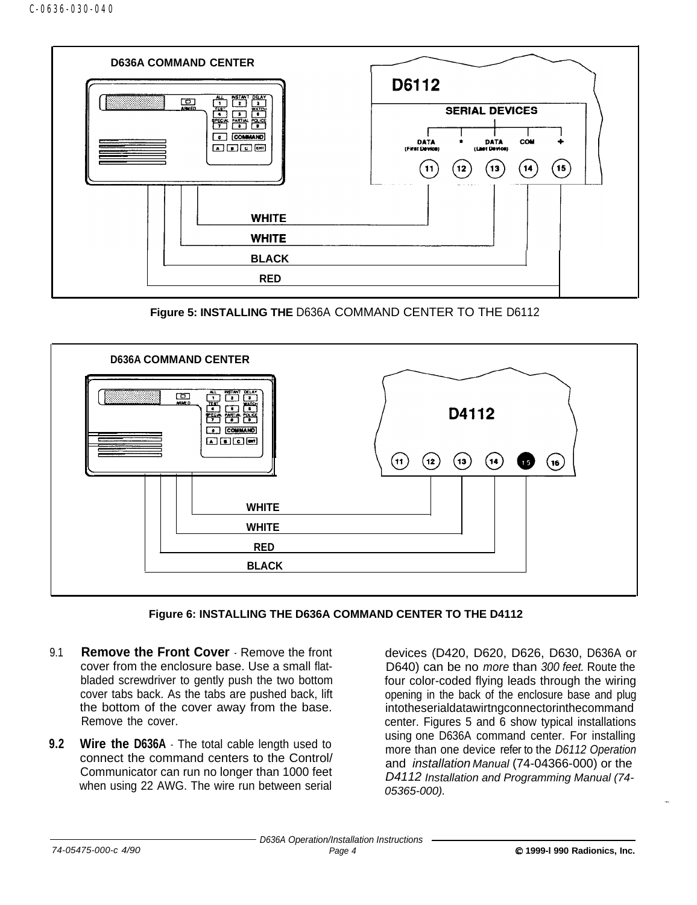**Figure 5: INSTALLING THE D636A COMMAND CENTER TO THE D6112**

**Figure 6: INSTALLING THE D636A COMMAND CENTER TO THE D4112**

9.1 **Remove the Front Cover** - Remove the front cover from the enclosure base. Use a small flat-bladed screwdriver to gently push the two bottom cover tabs back. As the tabs are pushed back, lift the bottom of the cover away from the base. Remove the cover.

**9.2 Wire the D636A** - The total cable length used to connect the command centers to the Control/Communicator can run no longer than 1000 feet when using 22 AWG. The wire run between serial devices (D420, D620, D626, D630, D636A or D640) can be no *more* than *300 feet.* Route the four color-coded flying leads through the wiring opening in the back of the enclosure base and plug intotheserialdatawirtngconnectorinthecommand center. Figures 5 and 6 show typical installations using one D636A command center. For installing more than one device refer to the *D6112 Operation* and *installation Manual* (74-04366-000) or the *D4112 Installation and Programming Manual (74-05365-000).*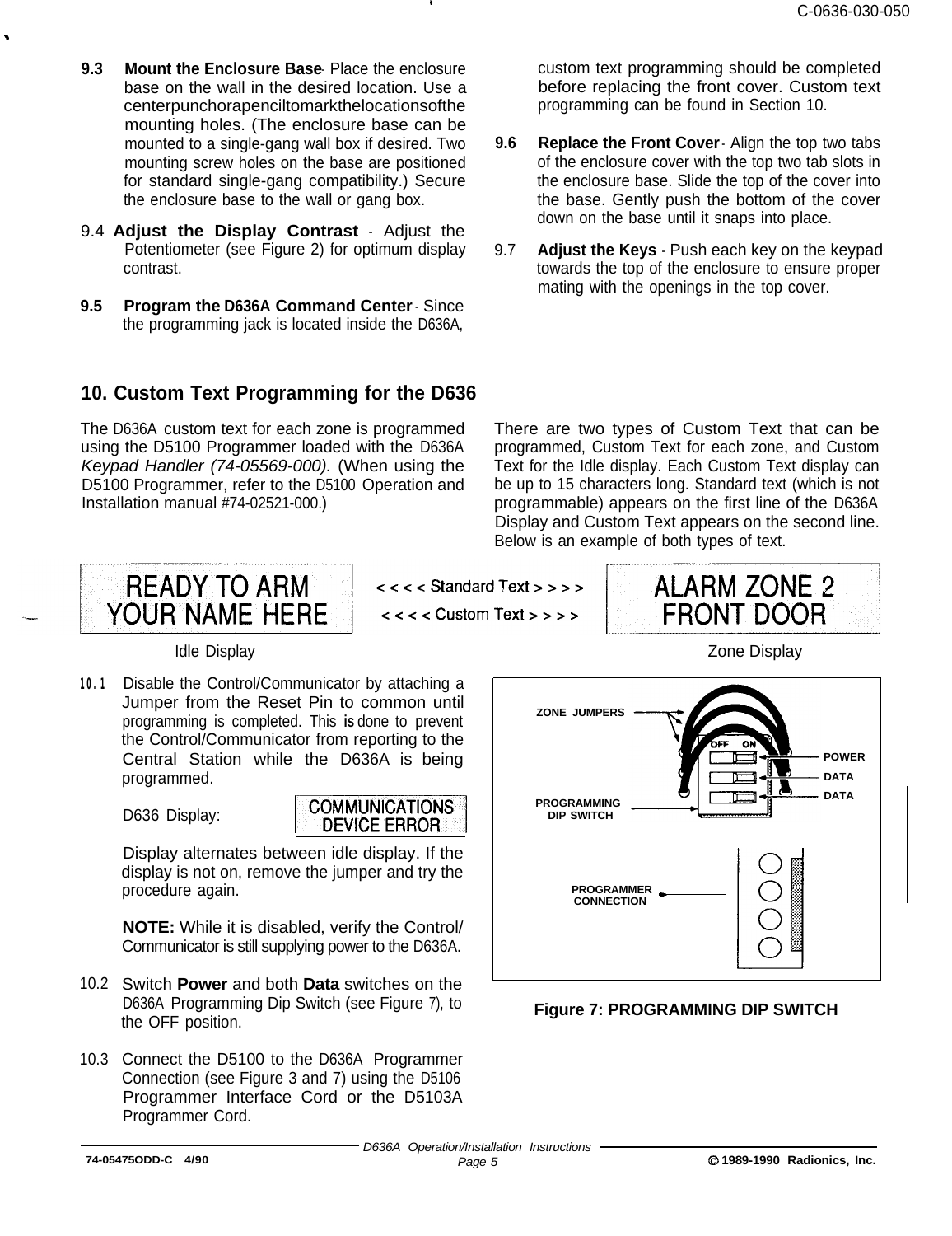**9.3 Mount the Enclosure Base** - Place the enclosure base on the wall in the desired location. Use a centerpunch or a pencil to mark the locations of the mounting holes. (The enclosure base can be mounted to a single-gang wall box if desired. Two mounting screw holes on the base are positioned for standard single-gang compatibility.) Secure the enclosure base to the wall or gang box.

9.4 **Adjust the Display Contrast** - Adjust the Potentiometer (see Figure 2) for optimum display contrast.

**9.5 Program the D636A Command Center** - Since the programming jack is located inside the D636A, custom text programming should be completed before replacing the front cover. Custom text programming can be found in Section 10.

**9.6 Replace the Front Cover** - Align the top two tabs of the enclosure cover with the top two tab slots in the enclosure base. Slide the top of the cover into the base. Gently push the bottom of the cover down on the base until it snaps into place.

9.7 **Adjust the Keys** - Push each key on the keypad towards the top of the enclosure to ensure proper mating with the openings in the top cover.

## 10. Custom Text Programming for the D636

The D636A custom text for each zone is programmed using the D5100 Programmer loaded with the D636A *Keypad Handler (74-05569-000).* (When using the D5100 Programmer, refer to the D5100 Operation and Installation manual #74-02521-000.)

There are two types of Custom Text that can be programmed, Custom Text for each zone, and Custom Text for the Idle display. Each Custom Text display can be up to 15 characters long. Standard text (which is not programmable) appears on the first line of the D636A Display and Custom Text appears on the second line. Below is an example of both types of text.

| Idle Display | | Zone Display |
|---|---|---|
| READY TO ARM | < < < < Standard Text > > > > | ALARM ZONE 2 |
| YOUR NAME HERE | < < < < Custom Text > > > > | FRONT DOOR |

10.1 Disable the Control/Communicator by attaching a Jumper from the Reset Pin to common until programming is completed. This is done to prevent the Control/Communicator from reporting to the Central Station while the D636A is being programmed.

D636 Display: COMMUNICATIONS DEVICE ERROR

Display alternates between idle display. If the display is not on, remove the jumper and try the procedure again.

**NOTE:** While it is disabled, verify the Control/ Communicator is still supplying power to the D636A.

10.2 Switch **Power** and both **Data** switches on the D636A Programming Dip Switch (see Figure 7), to the OFF position.

10.3 Connect the D5100 to the D636A Programmer Connection (see Figure 3 and 7) using the D5106 Programmer Interface Cord or the D5103A Programmer Cord.

ZONE JUMPERS

OFF ON

POWER

DATA

DATA

PROGRAMMING DIP SWITCH

PROGRAMMER CONNECTION

**Figure 7: PROGRAMMING DIP SWITCH**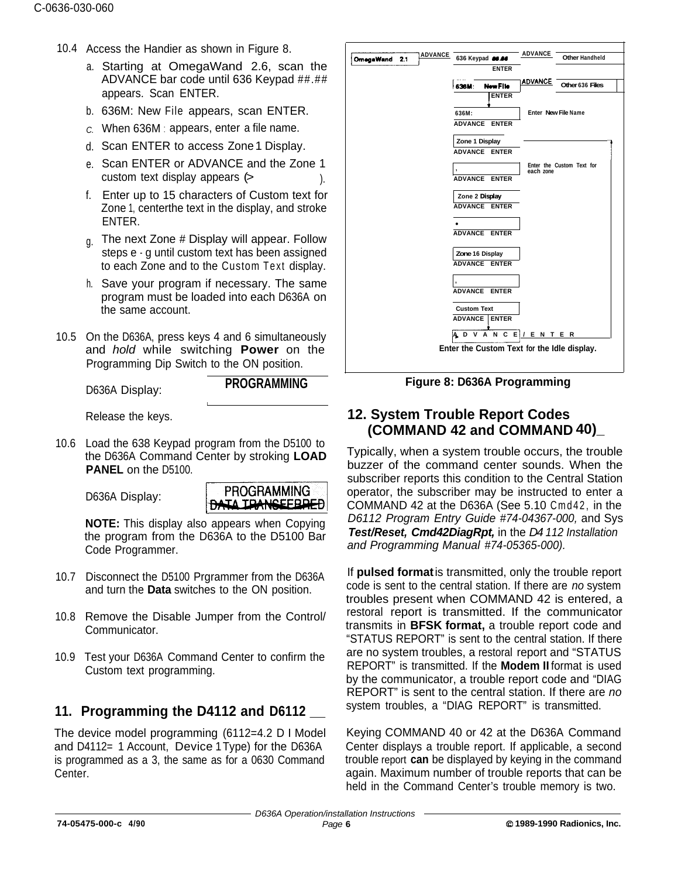10.4 Access the Handier as shown in Figure 8.

a. Starting at OmegaWand 2.6, scan the ADVANCE bar code until 636 Keypad ##.## appears. Scan ENTER.

b. 636M: New File appears, scan ENTER.

c. When 636M : appears, enter a file name.

d. Scan ENTER to access Zone 1 Display.

e. Scan ENTER or ADVANCE and the Zone 1 custom text display appears (>                    ).

f. Enter up to 15 characters of Custom text for Zone 1, centerthe text in the display, and stroke ENTER.

g. The next Zone # Display will appear. Follow steps e - g until custom text has been assigned to each Zone and to the Custom Text display.

h. Save your program if necessary. The same program must be loaded into each D636A on the same account.

10.5 On the D636A, press keys 4 and 6 simultaneously and *hold* while switching **Power** on the Programming Dip Switch to the ON position.

D636A Display: **PROGRAMMING**

Release the keys.

10.6 Load the 638 Keypad program from the D5100 to the D636A Command Center by stroking **LOAD PANEL** on the D5100.

D636A Display: PROGRAMMING DATA TRANSFERRED

**NOTE:** This display also appears when Copying the program from the D636A to the D5100 Bar Code Programmer.

10.7 Disconnect the D5100 Prgrammer from the D636A and turn the **Data** switches to the ON position.

10.8 Remove the Disable Jumper from the Control/ Communicator.

10.9 Test your D636A Command Center to confirm the Custom text programming.

## 11. Programming the D4112 and D6112

The device model programming (6112=4.2 D I Model and D4112= 1 Account, Device 1 Type) for the D636A is programmed as a 3, the same as for a 0630 Command Center.

OmegaWand 2.1 — ADVANCE → 636 Keypad ##.## — ADVANCE → Other Handheld
ENTER
636M: New File — ADVANCE → Other 636 Files
ENTER
636M: — Enter New File Name
ADVANCE ENTER
Zone 1 Display
ADVANCE ENTER
, — Enter the Custom Text for each zone
ADVANCE ENTER
Zone 2 Display
ADVANCE ENTER
•
ADVANCE ENTER
Zone 16 Display
ADVANCE ENTER
,
ADVANCE ENTER
Custom Text
ADVANCE ENTER
ADVANCE / ENTER
Enter the Custom Text for the Idle display.

**Figure 8: D636A Programming**

## 12. System Trouble Report Codes (COMMAND 42 and COMMAND 40)

Typically, when a system trouble occurs, the trouble buzzer of the command center sounds. When the subscriber reports this condition to the Central Station operator, the subscriber may be instructed to enter a COMMAND 42 at the D636A (See 5.10 Cmd42, in the *D6112 Program Entry Guide #74-04367-000,* and Sys ***Test/Reset, Cmd42DiagRpt,*** in the *D4112 Installation and Programming Manual #74-05365-000).*

If **pulsed format** is transmitted, only the trouble report code is sent to the central station. If there are *no* system troubles present when COMMAND 42 is entered, a restoral report is transmitted. If the communicator transmits in **BFSK format,** a trouble report code and "STATUS REPORT" is sent to the central station. If there are no system troubles, a restoral report and "STATUS REPORT" is transmitted. If the **Modem II** format is used by the communicator, a trouble report code and "DIAG REPORT" is sent to the central station. If there are *no* system troubles, a "DIAG REPORT" is transmitted.

Keying COMMAND 40 or 42 at the D636A Command Center displays a trouble report. If applicable, a second trouble report **can** be displayed by keying in the command again. Maximum number of trouble reports that can be held in the Command Center's trouble memory is two.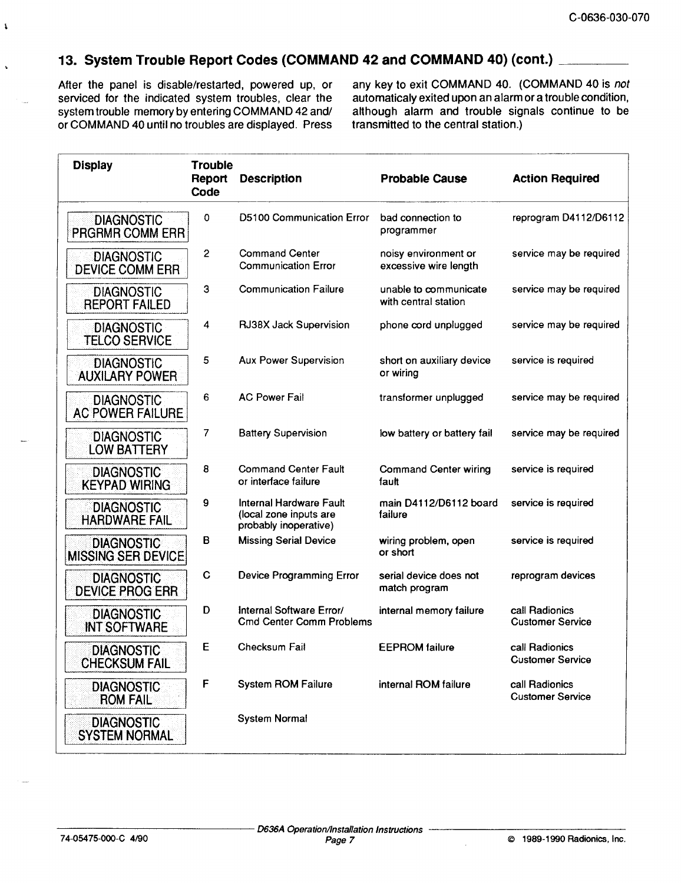## 13. System Trouble Report Codes (COMMAND 42 and COMMAND 40) (cont.)

After the panel is disable/restarted, powered up, or serviced for the indicated system troubles, clear the system trouble memory by entering COMMAND 42 and/ or COMMAND 40 until no troubles are displayed. Press any key to exit COMMAND 40. (COMMAND 40 is *not* automaticaly exited upon an alarm or a trouble condition, although alarm and trouble signals continue to be transmitted to the central station.)

| Display | Trouble Report Code | Description | Probable Cause | Action Required |
|---|---|---|---|---|
| DIAGNOSTIC PRGRMR COMM ERR | 0 | D5100 Communication Error | bad connection to programmer | reprogram D4112/D6112 |
| DIAGNOSTIC DEVICE COMM ERR | 2 | Command Center Communication Error | noisy environment or excessive wire length | service may be required |
| DIAGNOSTIC REPORT FAILED | 3 | Communication Failure | unable to communicate with central station | service may be required |
| DIAGNOSTIC TELCO SERVICE | 4 | RJ38X Jack Supervision | phone cord unplugged | service may be required |
| DIAGNOSTIC AUXILARY POWER | 5 | Aux Power Supervision | short on auxiliary device or wiring | service is required |
| DIAGNOSTIC AC POWER FAILURE | 6 | AC Power Fail | transformer unplugged | service may be required |
| DIAGNOSTIC LOW BATTERY | 7 | Battery Supervision | low battery or battery fail | service may be required |
| DIAGNOSTIC KEYPAD WIRING | 8 | Command Center Fault or interface failure | Command Center wiring fault | service is required |
| DIAGNOSTIC HARDWARE FAIL | 9 | Internal Hardware Fault (local zone inputs are probably inoperative) | main D4112/D6112 board failure | service is required |
| DIAGNOSTIC MISSING SER DEVICE | B | Missing Serial Device | wiring problem, open or short | service is required |
| DIAGNOSTIC DEVICE PROG ERR | C | Device Programming Error | serial device does not match program | reprogram devices |
| DIAGNOSTIC INT SOFTWARE | D | Internal Software Error/ Cmd Center Comm Problems | internal memory failure | call Radionics Customer Service |
| DIAGNOSTIC CHECKSUM FAIL | E | Checksum Fail | EEPROM failure | call Radionics Customer Service |
| DIAGNOSTIC ROM FAIL | F | System ROM Failure | internal ROM failure | call Radionics Customer Service |
| DIAGNOSTIC SYSTEM NORMAL | | System Normal | | |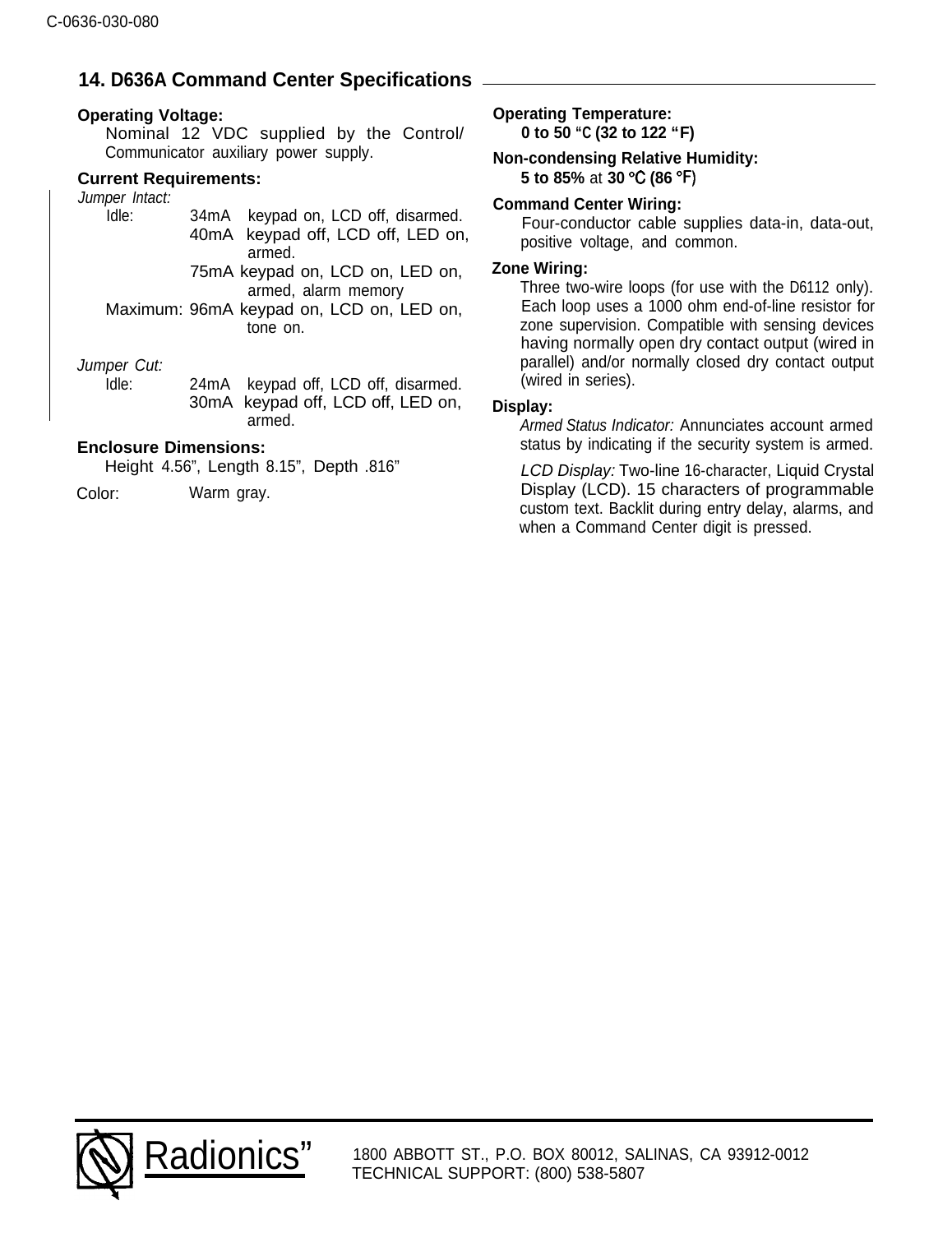## 14. D636A Command Center Specifications

**Operating Voltage:**
Nominal 12 VDC supplied by the Control/ Communicator auxiliary power supply.

**Current Requirements:**

*Jumper Intact:*

Idle: 34mA keypad on, LCD off, disarmed.
40mA keypad off, LCD off, LED on, armed.
75mA keypad on, LCD on, LED on, armed, alarm memory

Maximum: 96mA keypad on, LCD on, LED on, tone on.

*Jumper Cut:*

Idle: 24mA keypad off, LCD off, disarmed.
30mA keypad off, LCD off, LED on, armed.

**Enclosure Dimensions:**
Height 4.56”, Length 8.15”, Depth .816”

Color: Warm gray.

**Operating Temperature:**
**0 to 50 °C (32 to 122 °F)**

**Non-condensing Relative Humidity:**
**5 to 85%** at **30 °C (86 °F)**

**Command Center Wiring:**
Four-conductor cable supplies data-in, data-out, positive voltage, and common.

**Zone Wiring:**
Three two-wire loops (for use with the D6112 only). Each loop uses a 1000 ohm end-of-line resistor for zone supervision. Compatible with sensing devices having normally open dry contact output (wired in parallel) and/or normally closed dry contact output (wired in series).

**Display:**
*Armed Status Indicator:* Annunciates account armed status by indicating if the security system is armed.

*LCD Display:* Two-line 16-character, Liquid Crystal Display (LCD). 15 characters of programmable custom text. Backlit during entry delay, alarms, and when a Command Center digit is pressed.

Radionics” 1800 ABBOTT ST., P.O. BOX 80012, SALINAS, CA 93912-0012
TECHNICAL SUPPORT: (800) 538-5807